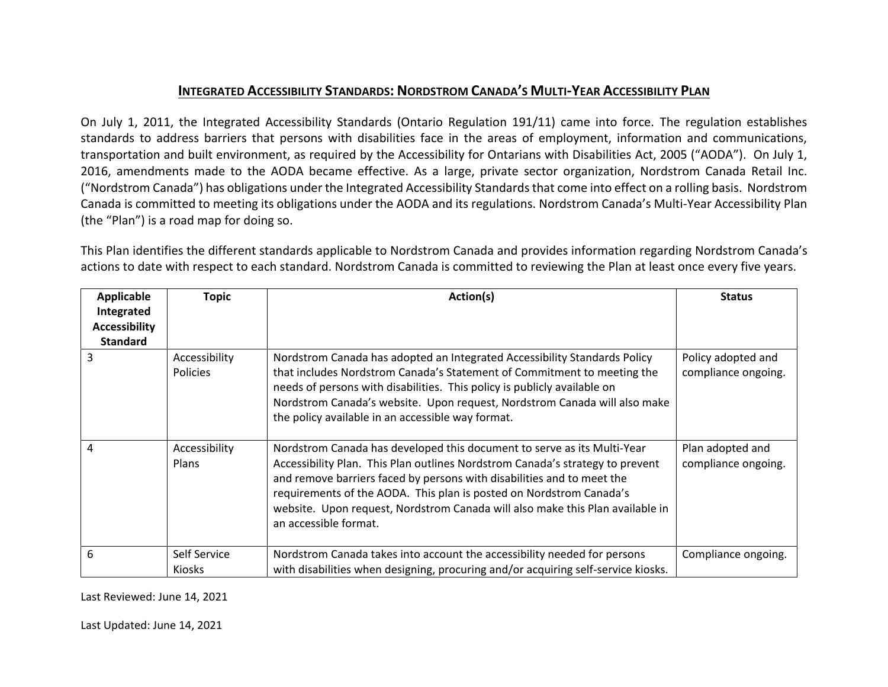# Integrated Accessibility Standards: Nordstrom Canada's Multi-Year Accessibility Plan

On July 1, 2011, the Integrated Accessibility Standards (Ontario Regulation 191/11) came into force. The regulation establishes standards to address barriers that persons with disabilities face in the areas of employment, information and communications, transportation and built environment, as required by the Accessibility for Ontarians with Disabilities Act, 2005 ("AODA"). On July 1, 2016, amendments made to the AODA became effective. As a large, private sector organization, Nordstrom Canada Retail Inc. ("Nordstrom Canada") has obligations under the Integrated Accessibility Standards that come into effect on a rolling basis. Nordstrom Canada is committed to meeting its obligations under the AODA and its regulations. Nordstrom Canada's Multi-Year Accessibility Plan (the "Plan") is a road map for doing so.

This Plan identifies the different standards applicable to Nordstrom Canada and provides information regarding Nordstrom Canada's actions to date with respect to each standard. Nordstrom Canada is committed to reviewing the Plan at least once every five years.

| Applicable Integrated Accessibility Standard | Topic | Action(s) | Status |
|---|---|---|---|
| 3 | Accessibility Policies | Nordstrom Canada has adopted an Integrated Accessibility Standards Policy that includes Nordstrom Canada's Statement of Commitment to meeting the needs of persons with disabilities. This policy is publicly available on Nordstrom Canada's website. Upon request, Nordstrom Canada will also make the policy available in an accessible way format. | Policy adopted and compliance ongoing. |
| 4 | Accessibility Plans | Nordstrom Canada has developed this document to serve as its Multi-Year Accessibility Plan. This Plan outlines Nordstrom Canada's strategy to prevent and remove barriers faced by persons with disabilities and to meet the requirements of the AODA. This plan is posted on Nordstrom Canada's website. Upon request, Nordstrom Canada will also make this Plan available in an accessible format. | Plan adopted and compliance ongoing. |
| 6 | Self Service Kiosks | Nordstrom Canada takes into account the accessibility needed for persons with disabilities when designing, procuring and/or acquiring self-service kiosks. | Compliance ongoing. |

Last Reviewed: June 14, 2021

Last Updated: June 14, 2021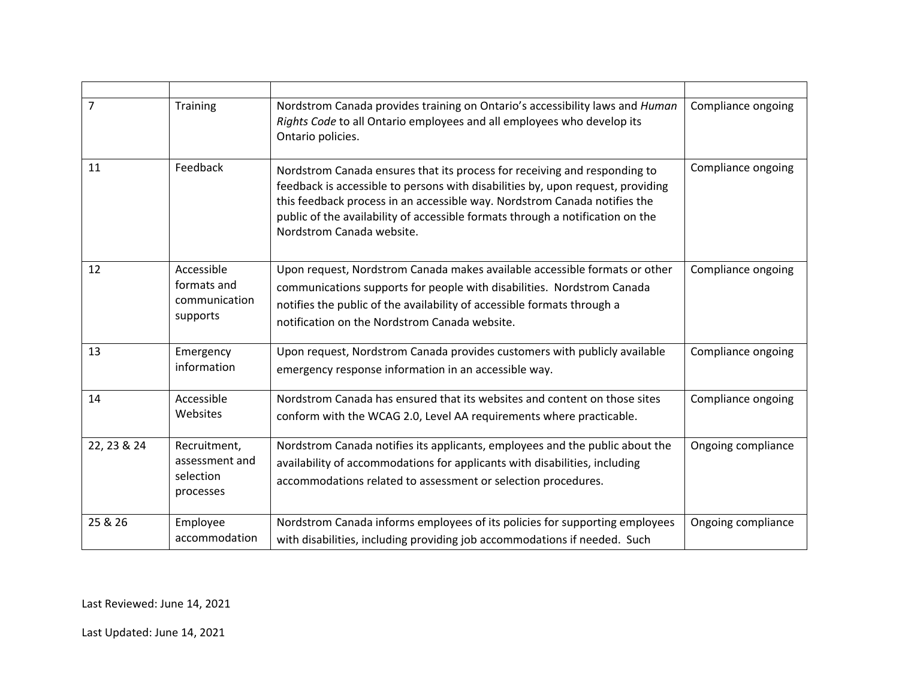| | | | |
|---|---|---|---|
| 7 | Training | Nordstrom Canada provides training on Ontario's accessibility laws and *Human Rights Code* to all Ontario employees and all employees who develop its Ontario policies. | Compliance ongoing |
| 11 | Feedback | Nordstrom Canada ensures that its process for receiving and responding to feedback is accessible to persons with disabilities by, upon request, providing this feedback process in an accessible way. Nordstrom Canada notifies the public of the availability of accessible formats through a notification on the Nordstrom Canada website. | Compliance ongoing |
| 12 | Accessible formats and communication supports | Upon request, Nordstrom Canada makes available accessible formats or other communications supports for people with disabilities. Nordstrom Canada notifies the public of the availability of accessible formats through a notification on the Nordstrom Canada website. | Compliance ongoing |
| 13 | Emergency information | Upon request, Nordstrom Canada provides customers with publicly available emergency response information in an accessible way. | Compliance ongoing |
| 14 | Accessible Websites | Nordstrom Canada has ensured that its websites and content on those sites conform with the WCAG 2.0, Level AA requirements where practicable. | Compliance ongoing |
| 22, 23 & 24 | Recruitment, assessment and selection processes | Nordstrom Canada notifies its applicants, employees and the public about the availability of accommodations for applicants with disabilities, including accommodations related to assessment or selection procedures. | Ongoing compliance |
| 25 & 26 | Employee accommodation | Nordstrom Canada informs employees of its policies for supporting employees with disabilities, including providing job accommodations if needed. Such | Ongoing compliance |

Last Reviewed: June 14, 2021

Last Updated: June 14, 2021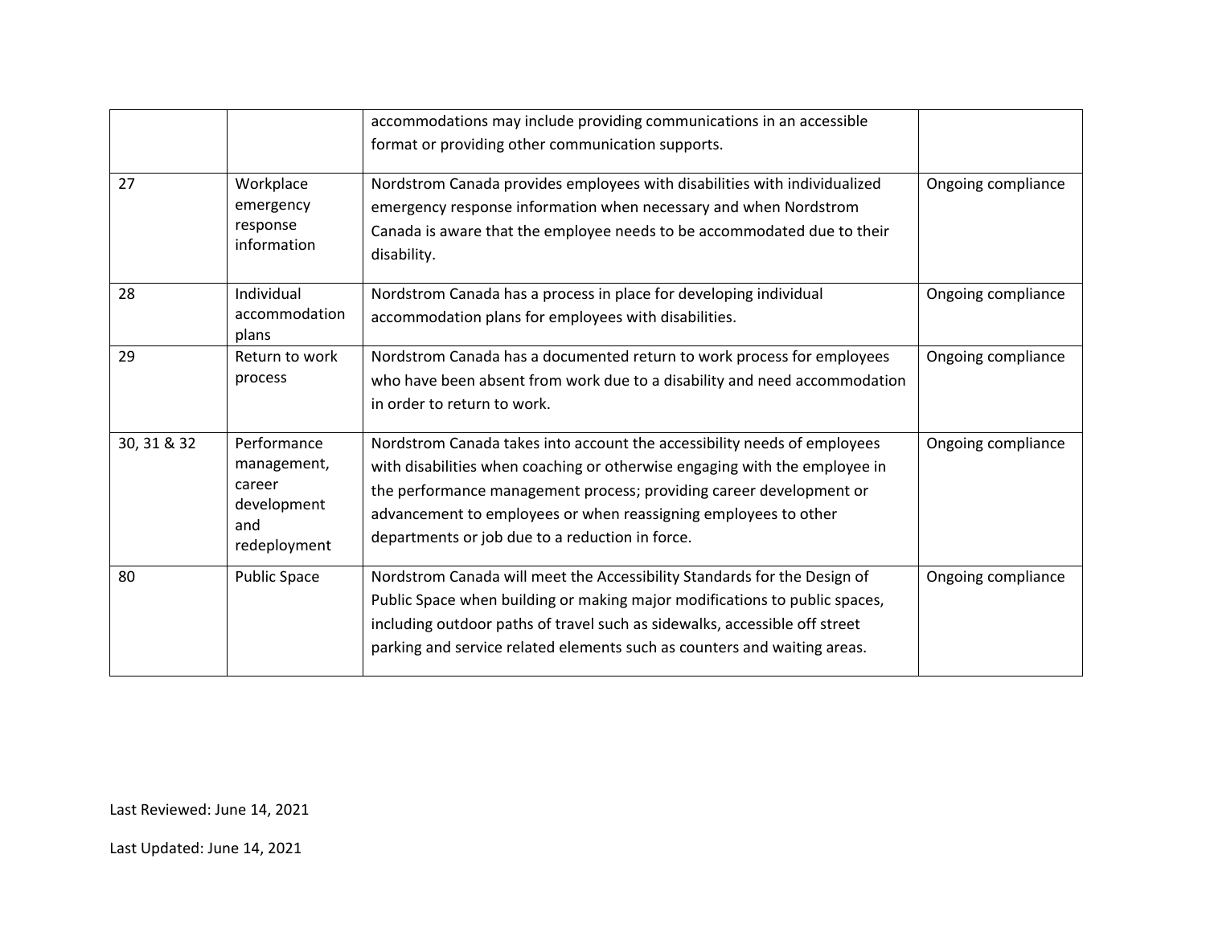| | | | |
|---|---|---|---|
| | | accommodations may include providing communications in an accessible format or providing other communication supports. | |
| 27 | Workplace emergency response information | Nordstrom Canada provides employees with disabilities with individualized emergency response information when necessary and when Nordstrom Canada is aware that the employee needs to be accommodated due to their disability. | Ongoing compliance |
| 28 | Individual accommodation plans | Nordstrom Canada has a process in place for developing individual accommodation plans for employees with disabilities. | Ongoing compliance |
| 29 | Return to work process | Nordstrom Canada has a documented return to work process for employees who have been absent from work due to a disability and need accommodation in order to return to work. | Ongoing compliance |
| 30, 31 & 32 | Performance management, career development and redeployment | Nordstrom Canada takes into account the accessibility needs of employees with disabilities when coaching or otherwise engaging with the employee in the performance management process; providing career development or advancement to employees or when reassigning employees to other departments or job due to a reduction in force. | Ongoing compliance |
| 80 | Public Space | Nordstrom Canada will meet the Accessibility Standards for the Design of Public Space when building or making major modifications to public spaces, including outdoor paths of travel such as sidewalks, accessible off street parking and service related elements such as counters and waiting areas. | Ongoing compliance |

Last Reviewed: June 14, 2021

Last Updated: June 14, 2021